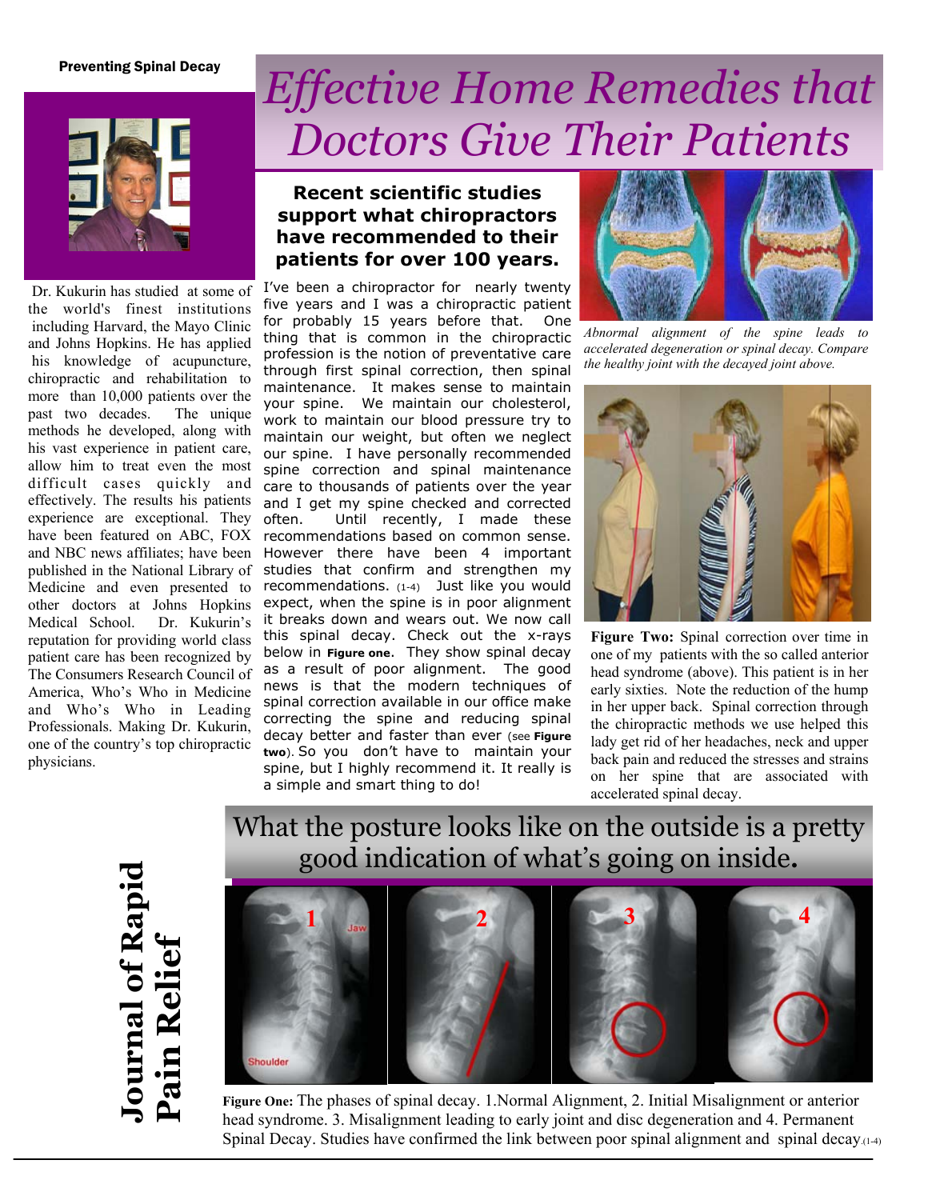**Preventing Spinal Decay**

# Effective Home Remedies that Doctors Give Their Patients

Dr. Kukurin has studied at some of the world's finest institutions including Harvard, the Mayo Clinic and Johns Hopkins. He has applied his knowledge of acupuncture, chiropractic and rehabilitation to more than 10,000 patients over the past two decades. The unique methods he developed, along with his vast experience in patient care, allow him to treat even the most difficult cases quickly and effectively. The results his patients experience are exceptional. They have been featured on ABC, FOX and NBC news affiliates; have been published in the National Library of Medicine and even presented to other doctors at Johns Hopkins Medical School. Dr. Kukurin's reputation for providing world class patient care has been recognized by The Consumers Research Council of America, Who's Who in Medicine and Who's Who in Leading Professionals. Making Dr. Kukurin, one of the country's top chiropractic physicians.

### Recent scientific studies support what chiropractors have recommended to their patients for over 100 years.

I've been a chiropractor for nearly twenty five years and I was a chiropractic patient for probably 15 years before that. One thing that is common in the chiropractic profession is the notion of preventative care through first spinal correction, then spinal maintenance. It makes sense to maintain your spine. We maintain our cholesterol, work to maintain our blood pressure try to maintain our weight, but often we neglect our spine. I have personally recommended spine correction and spinal maintenance care to thousands of patients over the year and I get my spine checked and corrected often. Until recently, I made these recommendations based on common sense. However there have been 4 important studies that confirm and strengthen my recommendations. (1-4) Just like you would expect, when the spine is in poor alignment it breaks down and wears out. We now call this spinal decay. Check out the x-rays below in **Figure one**. They show spinal decay as a result of poor alignment. The good news is that the modern techniques of spinal correction available in our office make correcting the spine and reducing spinal decay better and faster than ever (see **Figure two**). So you don't have to maintain your spine, but I highly recommend it. It really is a simple and smart thing to do!

*Abnormal alignment of the spine leads to accelerated degeneration or spinal decay. Compare the healthy joint with the decayed joint above.*

**Figure Two:** Spinal correction over time in one of my patients with the so called anterior head syndrome (above). This patient is in her early sixties. Note the reduction of the hump in her upper back. Spinal correction through the chiropractic methods we use helped this lady get rid of her headaches, neck and upper back pain and reduced the stresses and strains on her spine that are associated with accelerated spinal decay.

## What the posture looks like on the outside is a pretty good indication of what's going on inside.

**Figure One:** The phases of spinal decay. 1.Normal Alignment, 2. Initial Misalignment or anterior head syndrome. 3. Misalignment leading to early joint and disc degeneration and 4. Permanent Spinal Decay. Studies have confirmed the link between poor spinal alignment and spinal decay.(1-4)

**Journal of Rapid Pain Relief**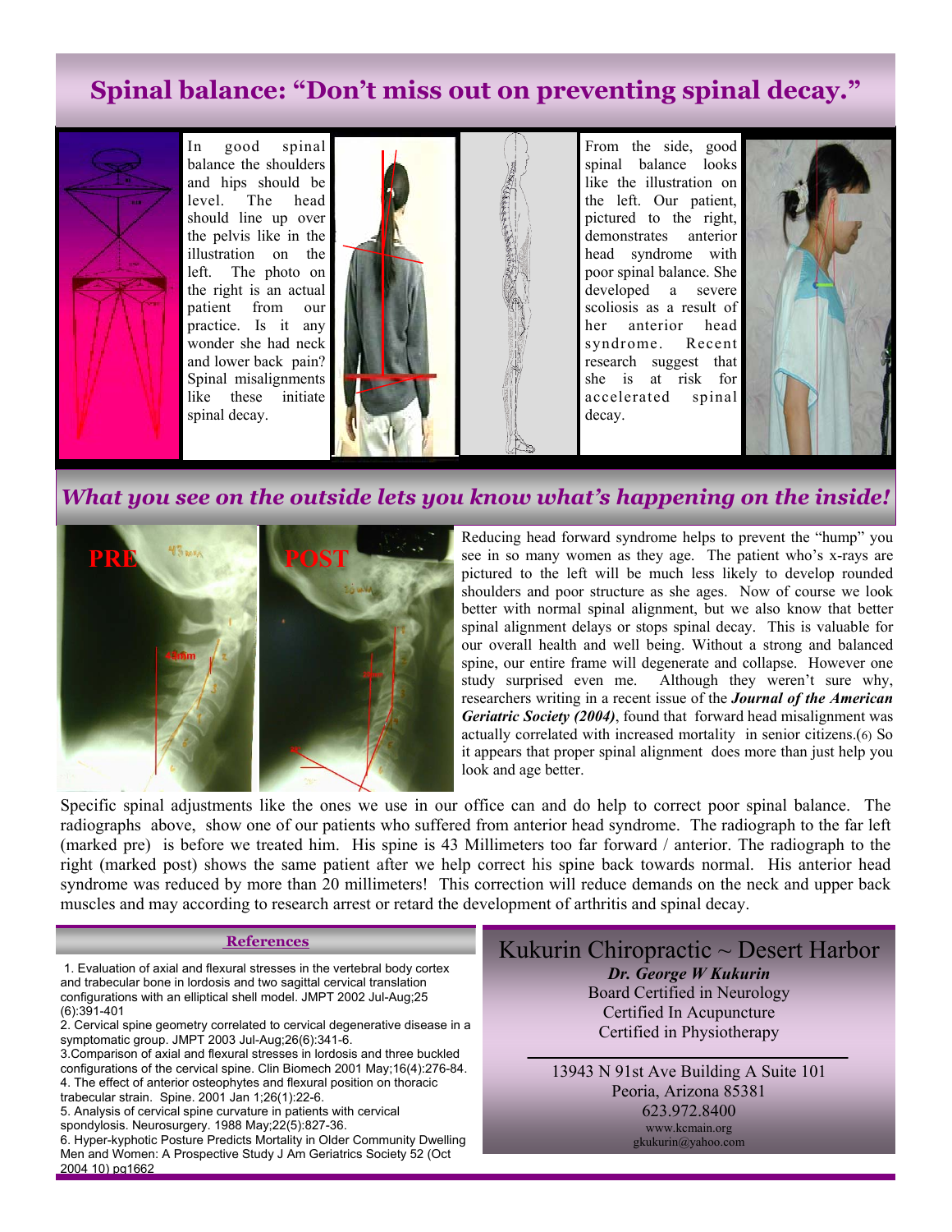# Spinal balance: "Don't miss out on preventing spinal decay."

In good spinal balance the shoulders and hips should be level. The head should line up over the pelvis like in the illustration on the left. The photo on the right is an actual patient from our practice. Is it any wonder she had neck and lower back pain? Spinal misalignments like these initiate spinal decay.

From the side, good spinal balance looks like the illustration on the left. Our patient, pictured to the right, demonstrates anterior head syndrome with poor spinal balance. She developed a severe scoliosis as a result of her anterior head syndrome. Recent research suggest that she is at risk for accelerated spinal decay.

## *What you see on the outside lets you know what's happening on the inside!*

PRE

POST

Reducing head forward syndrome helps to prevent the "hump" you see in so many women as they age. The patient who's x-rays are pictured to the left will be much less likely to develop rounded shoulders and poor structure as she ages. Now of course we look better with normal spinal alignment, but we also know that better spinal alignment delays or stops spinal decay. This is valuable for our overall health and well being. Without a strong and balanced spine, our entire frame will degenerate and collapse. However one study surprised even me. Although they weren't sure why, researchers writing in a recent issue of the ***Journal of the American Geriatric Society (2004)***, found that forward head misalignment was actually correlated with increased mortality in senior citizens.(6) So it appears that proper spinal alignment does more than just help you look and age better.

Specific spinal adjustments like the ones we use in our office can and do help to correct poor spinal balance. The radiographs above, show one of our patients who suffered from anterior head syndrome. The radiograph to the far left (marked pre) is before we treated him. His spine is 43 Millimeters too far forward / anterior. The radiograph to the right (marked post) shows the same patient after we help correct his spine back towards normal. His anterior head syndrome was reduced by more than 20 millimeters! This correction will reduce demands on the neck and upper back muscles and may according to research arrest or retard the development of arthritis and spinal decay.

## References

1. Evaluation of axial and flexural stresses in the vertebral body cortex and trabecular bone in lordosis and two sagittal cervical translation configurations with an elliptical shell model. JMPT 2002 Jul-Aug;25 (6):391-401
2. Cervical spine geometry correlated to cervical degenerative disease in a symptomatic group. JMPT 2003 Jul-Aug;26(6):341-6.
3. Comparison of axial and flexural stresses in lordosis and three buckled configurations of the cervical spine. Clin Biomech 2001 May;16(4):276-84.
4. The effect of anterior osteophytes and flexural position on thoracic trabecular strain. Spine. 2001 Jan 1;26(1):22-6.
5. Analysis of cervical spine curvature in patients with cervical spondylosis. Neurosurgery. 1988 May;22(5):827-36.
6. Hyper-kyphotic Posture Predicts Mortality in Older Community Dwelling Men and Women: A Prospective Study J Am Geriatrics Society 52 (Oct 2004 10) pg1662

## Kukurin Chiropractic ~ Desert Harbor

***Dr. George W Kukurin***
Board Certified in Neurology
Certified In Acupuncture
Certified in Physiotherapy

13943 N 91st Ave Building A Suite 101
Peoria, Arizona 85381
623.972.8400
www.kcmain.org
gkukurin@yahoo.com